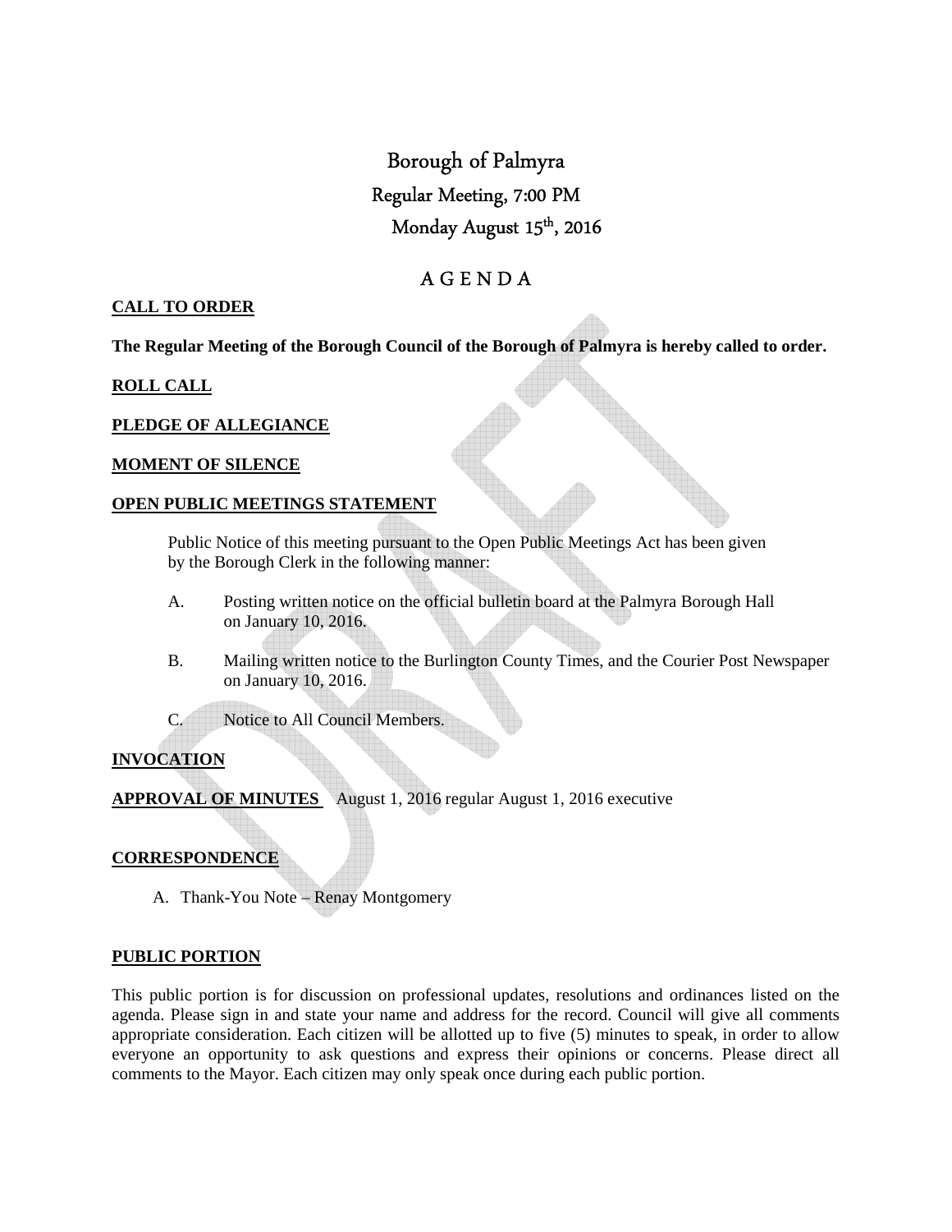# Borough of Palmyra

## Regular Meeting, 7:00 PM

## Monday August 15th, 2016

## A G E N D A

**CALL TO ORDER**

**The Regular Meeting of the Borough Council of the Borough of Palmyra is hereby called to order.**

**ROLL CALL**

**PLEDGE OF ALLEGIANCE**

**MOMENT OF SILENCE**

**OPEN PUBLIC MEETINGS STATEMENT**

Public Notice of this meeting pursuant to the Open Public Meetings Act has been given by the Borough Clerk in the following manner:

A. Posting written notice on the official bulletin board at the Palmyra Borough Hall on January 10, 2016.

B. Mailing written notice to the Burlington County Times, and the Courier Post Newspaper on January 10, 2016.

C. Notice to All Council Members.

**INVOCATION**

**APPROVAL OF MINUTES** August 1, 2016 regular August 1, 2016 executive

**CORRESPONDENCE**

A. Thank-You Note – Renay Montgomery

**PUBLIC PORTION**

This public portion is for discussion on professional updates, resolutions and ordinances listed on the agenda. Please sign in and state your name and address for the record. Council will give all comments appropriate consideration. Each citizen will be allotted up to five (5) minutes to speak, in order to allow everyone an opportunity to ask questions and express their opinions or concerns. Please direct all comments to the Mayor. Each citizen may only speak once during each public portion.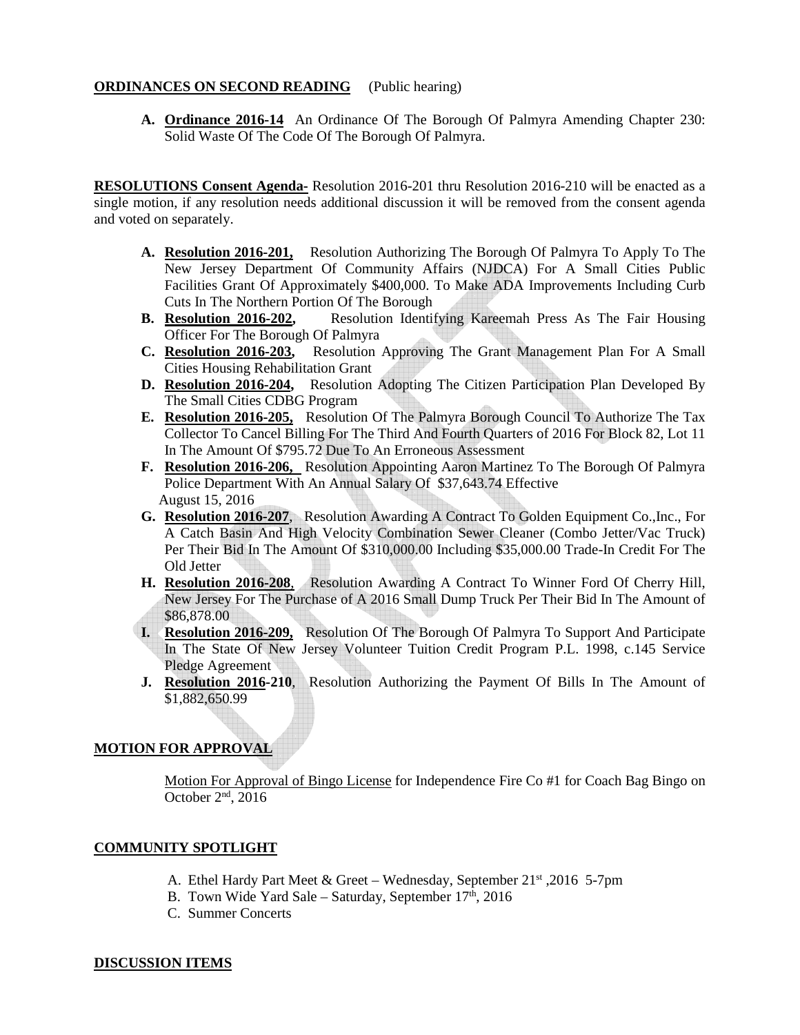**ORDINANCES ON SECOND READING** (Public hearing)

A. **Ordinance 2016-14** An Ordinance Of The Borough Of Palmyra Amending Chapter 230: Solid Waste Of The Code Of The Borough Of Palmyra.

**RESOLUTIONS Consent Agenda-** Resolution 2016-201 thru Resolution 2016-210 will be enacted as a single motion, if any resolution needs additional discussion it will be removed from the consent agenda and voted on separately.

A. **Resolution 2016-201,** Resolution Authorizing The Borough Of Palmyra To Apply To The New Jersey Department Of Community Affairs (NJDCA) For A Small Cities Public Facilities Grant Of Approximately $400,000. To Make ADA Improvements Including Curb Cuts In The Northern Portion Of The Borough
B. **Resolution 2016-202,** Resolution Identifying Kareemah Press As The Fair Housing Officer For The Borough Of Palmyra
C. **Resolution 2016-203,** Resolution Approving The Grant Management Plan For A Small Cities Housing Rehabilitation Grant
D. **Resolution 2016-204,** Resolution Adopting The Citizen Participation Plan Developed By The Small Cities CDBG Program
E. **Resolution 2016-205,** Resolution Of The Palmyra Borough Council To Authorize The Tax Collector To Cancel Billing For The Third And Fourth Quarters of 2016 For Block 82, Lot 11 In The Amount Of $795.72 Due To An Erroneous Assessment
F. **Resolution 2016-206,** Resolution Appointing Aaron Martinez To The Borough Of Palmyra Police Department With An Annual Salary Of $37,643.74 Effective August 15, 2016
G. **Resolution 2016-207**, Resolution Awarding A Contract To Golden Equipment Co.,Inc., For A Catch Basin And High Velocity Combination Sewer Cleaner (Combo Jetter/Vac Truck) Per Their Bid In The Amount Of $310,000.00 Including $35,000.00 Trade-In Credit For The Old Jetter
H. **Resolution 2016-208**, Resolution Awarding A Contract To Winner Ford Of Cherry Hill, New Jersey For The Purchase of A 2016 Small Dump Truck Per Their Bid In The Amount of $86,878.00
I. **Resolution 2016-209,** Resolution Of The Borough Of Palmyra To Support And Participate In The State Of New Jersey Volunteer Tuition Credit Program P.L. 1998, c.145 Service Pledge Agreement
J. **Resolution 2016-210**, Resolution Authorizing the Payment Of Bills In The Amount of $1,882,650.99

**MOTION FOR APPROVAL**

Motion For Approval of Bingo License for Independence Fire Co #1 for Coach Bag Bingo on October 2nd, 2016

**COMMUNITY SPOTLIGHT**

A. Ethel Hardy Part Meet & Greet – Wednesday, September 21st ,2016 5-7pm
B. Town Wide Yard Sale – Saturday, September 17th, 2016
C. Summer Concerts

**DISCUSSION ITEMS**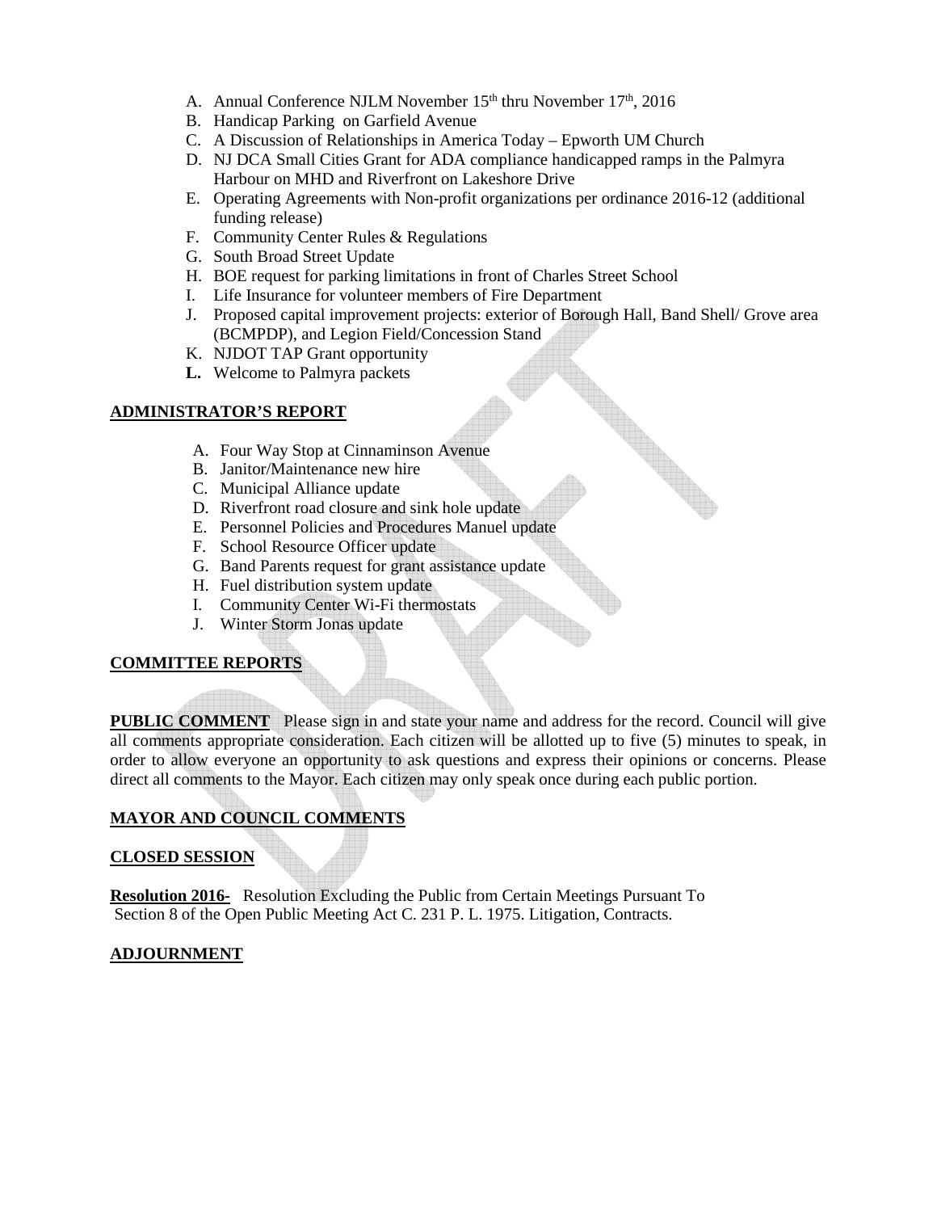A. Annual Conference NJLM November 15th thru November 17th, 2016
B. Handicap Parking on Garfield Avenue
C. A Discussion of Relationships in America Today – Epworth UM Church
D. NJ DCA Small Cities Grant for ADA compliance handicapped ramps in the Palmyra Harbour on MHD and Riverfront on Lakeshore Drive
E. Operating Agreements with Non-profit organizations per ordinance 2016-12 (additional funding release)
F. Community Center Rules & Regulations
G. South Broad Street Update
H. BOE request for parking limitations in front of Charles Street School
I. Life Insurance for volunteer members of Fire Department
J. Proposed capital improvement projects: exterior of Borough Hall, Band Shell/ Grove area (BCMPDP), and Legion Field/Concession Stand
K. NJDOT TAP Grant opportunity
**L.** Welcome to Palmyra packets

**ADMINISTRATOR'S REPORT**

A. Four Way Stop at Cinnaminson Avenue
B. Janitor/Maintenance new hire
C. Municipal Alliance update
D. Riverfront road closure and sink hole update
E. Personnel Policies and Procedures Manuel update
F. School Resource Officer update
G. Band Parents request for grant assistance update
H. Fuel distribution system update
I. Community Center Wi-Fi thermostats
J. Winter Storm Jonas update

**COMMITTEE REPORTS**

**PUBLIC COMMENT** Please sign in and state your name and address for the record. Council will give all comments appropriate consideration. Each citizen will be allotted up to five (5) minutes to speak, in order to allow everyone an opportunity to ask questions and express their opinions or concerns. Please direct all comments to the Mayor. Each citizen may only speak once during each public portion.

**MAYOR AND COUNCIL COMMENTS**

**CLOSED SESSION**

**Resolution 2016-** Resolution Excluding the Public from Certain Meetings Pursuant To Section 8 of the Open Public Meeting Act C. 231 P. L. 1975. Litigation, Contracts.

**ADJOURNMENT**